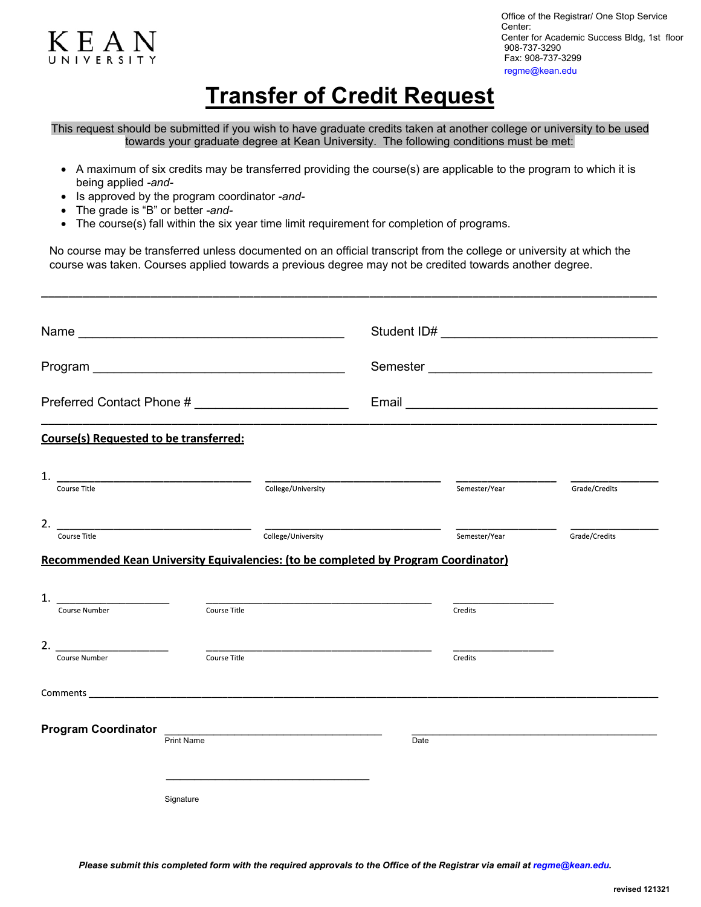KEAN UNIVERSITY

Office of the Registrar/ One Stop Service Center:
Center for Academic Success Bldg, 1st floor
908-737-3290
Fax: 908-737-3299
regme@kean.edu

# Transfer of Credit Request

This request should be submitted if you wish to have graduate credits taken at another college or university to be used towards your graduate degree at Kean University. The following conditions must be met:

- A maximum of six credits may be transferred providing the course(s) are applicable to the program to which it is being applied *-and-*
- Is approved by the program coordinator *-and-*
- The grade is "B" or better *-and-*
- The course(s) fall within the six year time limit requirement for completion of programs.

No course may be transferred unless documented on an official transcript from the college or university at which the course was taken. Courses applied towards a previous degree may not be credited towards another degree.

---

Name ______________________________ Student ID# ______________________________

Program ______________________________ Semester ______________________________

Preferred Contact Phone # ____________________ Email ______________________________

---

**Course(s) Requested to be transferred:**

1. ______________________ ______________________ ____________ ____________
   Course Title College/University Semester/Year Grade/Credits

2. ______________________ ______________________ ____________ ____________
   Course Title College/University Semester/Year Grade/Credits

**Recommended Kean University Equivalencies: (to be completed by Program Coordinator)**

1. ____________ ______________________________ ____________
   Course Number Course Title Credits

2. ____________ ______________________________ ____________
   Course Number Course Title Credits

Comments ____________________________________________________________

**Program Coordinator** ______________________________ ______________________________
Print Name Date

______________________________
Signature

***Please submit this completed form with the required approvals to the Office of the Registrar via email at regme@kean.edu.***

**revised 121321**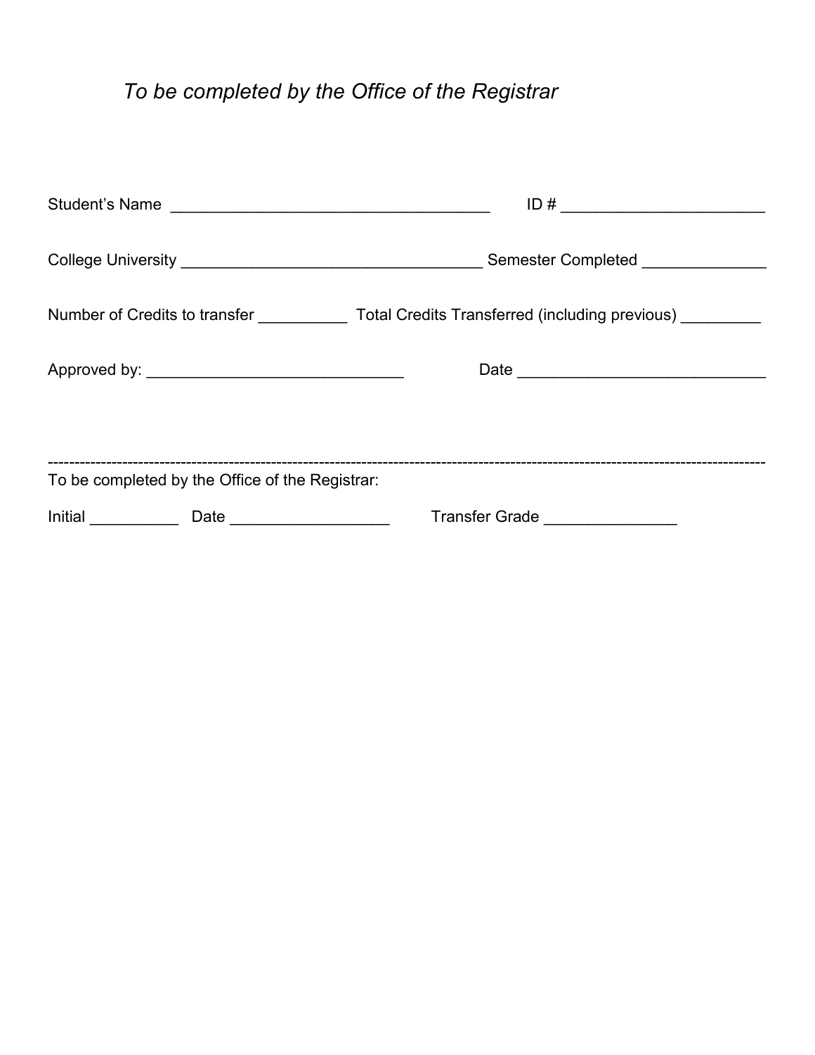*To be completed by the Office of the Registrar*

Student's Name ____________________________________ ID # _______________________

College University __________________________________ Semester Completed ______________

Number of Credits to transfer __________ Total Credits Transferred (including previous) _________

Approved by: _____________________________ Date ____________________________

---

To be completed by the Office of the Registrar:

Initial __________ Date __________________ Transfer Grade _______________